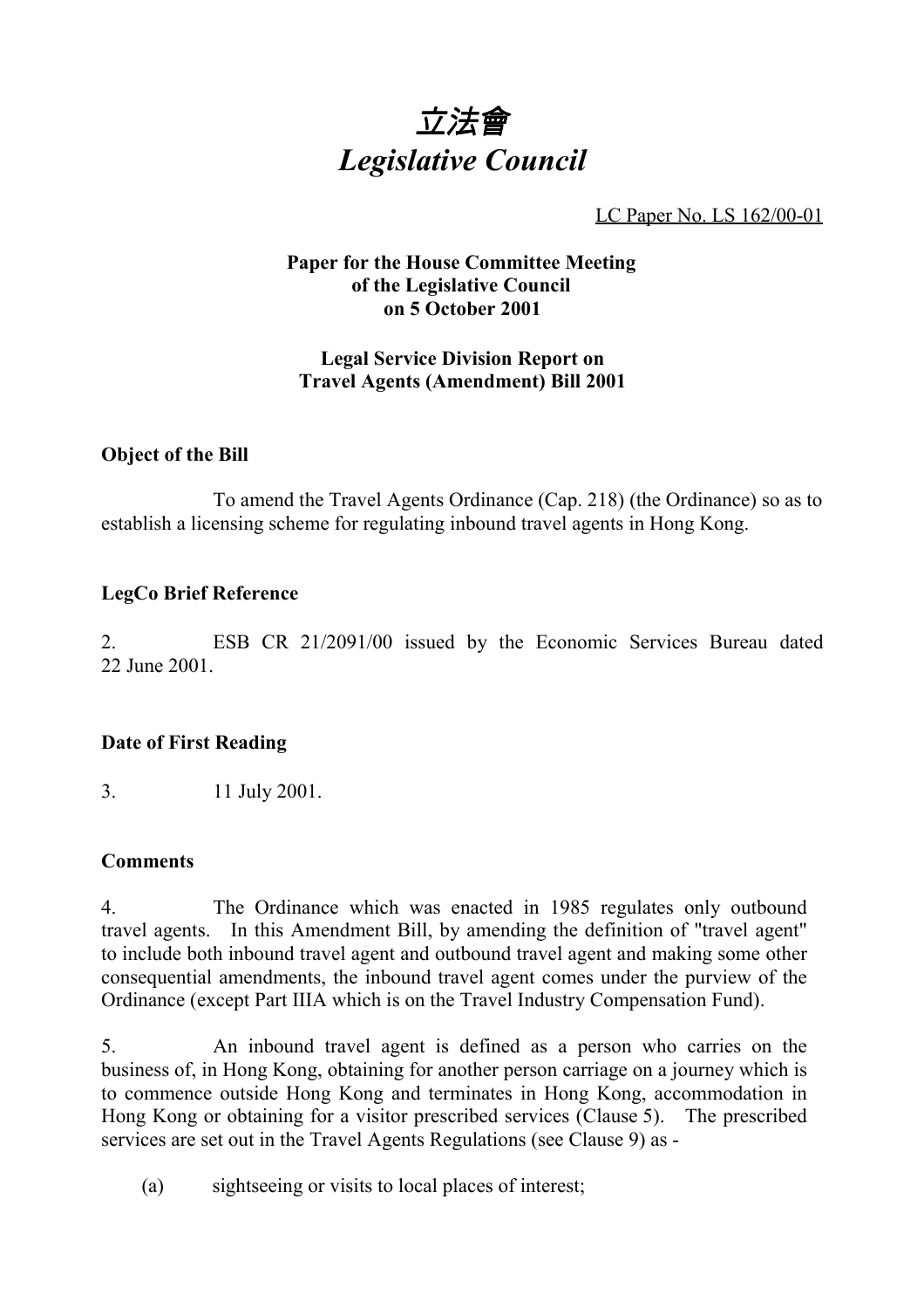# *立法會*
# *Legislative Council*

LC Paper No. LS 162/00-01

**Paper for the House Committee Meeting of the Legislative Council on 5 October 2001**

**Legal Service Division Report on Travel Agents (Amendment) Bill 2001**

## Object of the Bill

To amend the Travel Agents Ordinance (Cap. 218) (the Ordinance) so as to establish a licensing scheme for regulating inbound travel agents in Hong Kong.

## LegCo Brief Reference

2. ESB CR 21/2091/00 issued by the Economic Services Bureau dated 22 June 2001.

## Date of First Reading

3. 11 July 2001.

## Comments

4. The Ordinance which was enacted in 1985 regulates only outbound travel agents. In this Amendment Bill, by amending the definition of "travel agent" to include both inbound travel agent and outbound travel agent and making some other consequential amendments, the inbound travel agent comes under the purview of the Ordinance (except Part IIIA which is on the Travel Industry Compensation Fund).

5. An inbound travel agent is defined as a person who carries on the business of, in Hong Kong, obtaining for another person carriage on a journey which is to commence outside Hong Kong and terminates in Hong Kong, accommodation in Hong Kong or obtaining for a visitor prescribed services (Clause 5). The prescribed services are set out in the Travel Agents Regulations (see Clause 9) as -

(a) sightseeing or visits to local places of interest;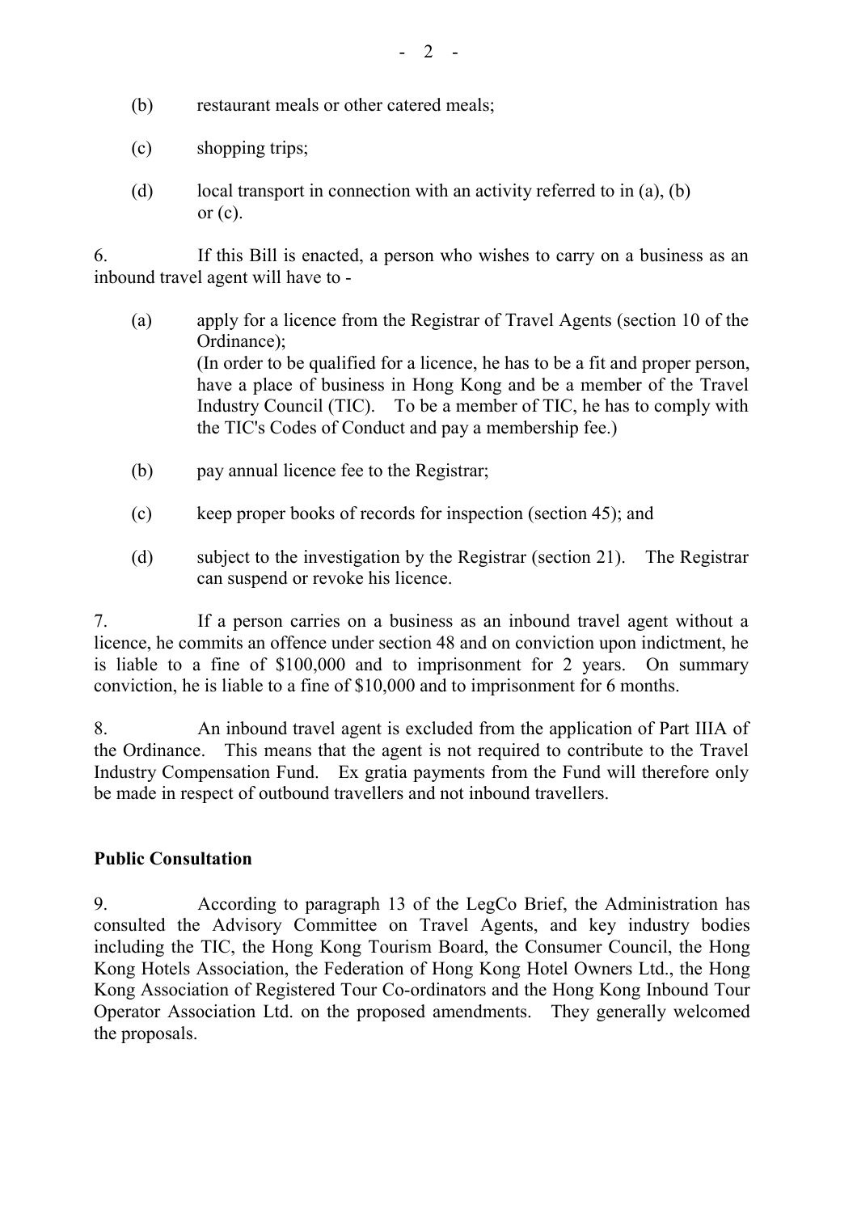(b) restaurant meals or other catered meals;

(c) shopping trips;

(d) local transport in connection with an activity referred to in (a), (b) or (c).

6. If this Bill is enacted, a person who wishes to carry on a business as an inbound travel agent will have to -

(a) apply for a licence from the Registrar of Travel Agents (section 10 of the Ordinance);
(In order to be qualified for a licence, he has to be a fit and proper person, have a place of business in Hong Kong and be a member of the Travel Industry Council (TIC). To be a member of TIC, he has to comply with the TIC's Codes of Conduct and pay a membership fee.)

(b) pay annual licence fee to the Registrar;

(c) keep proper books of records for inspection (section 45); and

(d) subject to the investigation by the Registrar (section 21). The Registrar can suspend or revoke his licence.

7. If a person carries on a business as an inbound travel agent without a licence, he commits an offence under section 48 and on conviction upon indictment, he is liable to a fine of $100,000 and to imprisonment for 2 years. On summary conviction, he is liable to a fine of $10,000 and to imprisonment for 6 months.

8. An inbound travel agent is excluded from the application of Part IIIA of the Ordinance. This means that the agent is not required to contribute to the Travel Industry Compensation Fund. Ex gratia payments from the Fund will therefore only be made in respect of outbound travellers and not inbound travellers.

**Public Consultation**

9. According to paragraph 13 of the LegCo Brief, the Administration has consulted the Advisory Committee on Travel Agents, and key industry bodies including the TIC, the Hong Kong Tourism Board, the Consumer Council, the Hong Kong Hotels Association, the Federation of Hong Kong Hotel Owners Ltd., the Hong Kong Association of Registered Tour Co-ordinators and the Hong Kong Inbound Tour Operator Association Ltd. on the proposed amendments. They generally welcomed the proposals.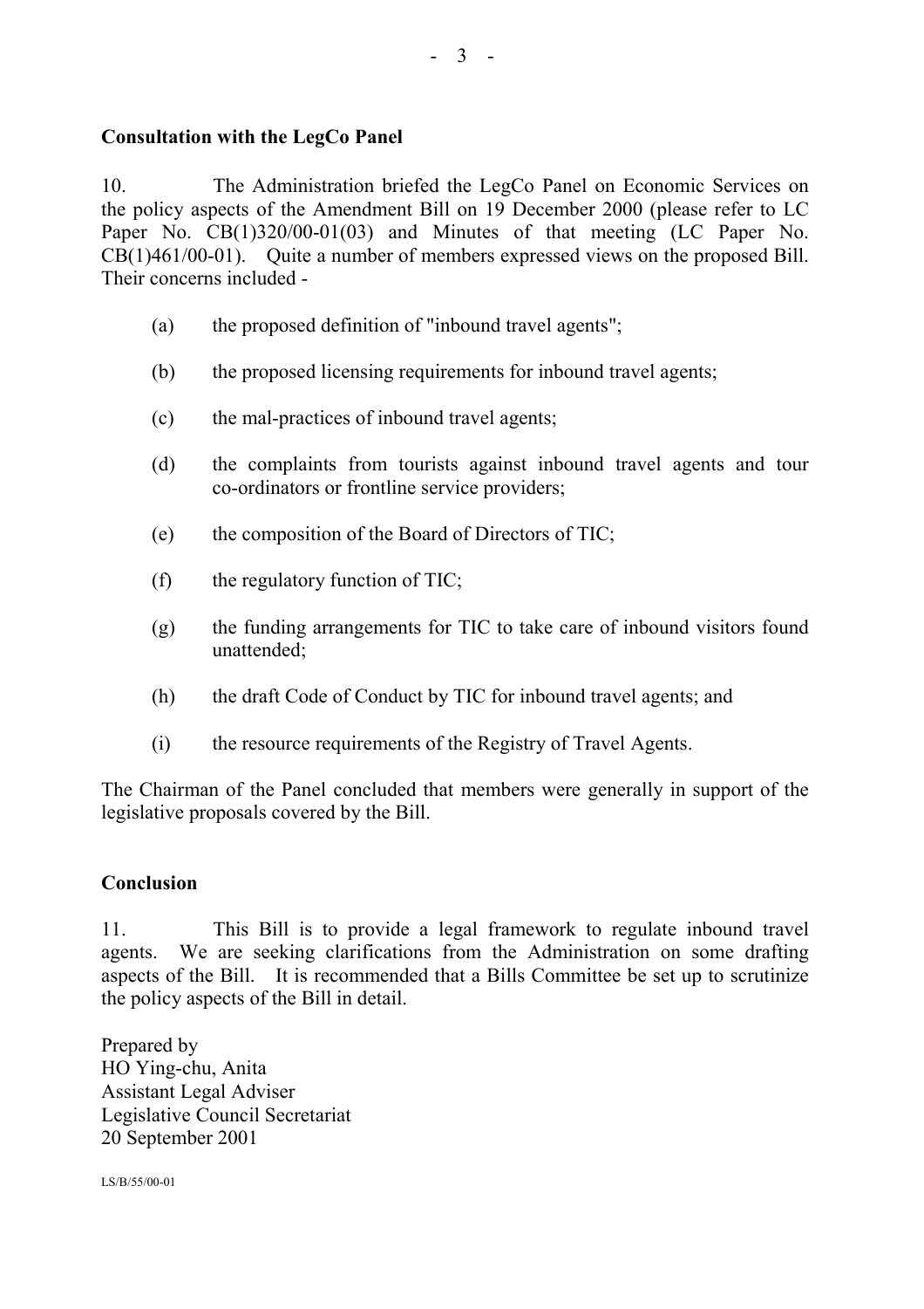## Consultation with the LegCo Panel

10. The Administration briefed the LegCo Panel on Economic Services on the policy aspects of the Amendment Bill on 19 December 2000 (please refer to LC Paper No. CB(1)320/00-01(03) and Minutes of that meeting (LC Paper No. CB(1)461/00-01). Quite a number of members expressed views on the proposed Bill. Their concerns included -

(a) the proposed definition of "inbound travel agents";

(b) the proposed licensing requirements for inbound travel agents;

(c) the mal-practices of inbound travel agents;

(d) the complaints from tourists against inbound travel agents and tour co-ordinators or frontline service providers;

(e) the composition of the Board of Directors of TIC;

(f) the regulatory function of TIC;

(g) the funding arrangements for TIC to take care of inbound visitors found unattended;

(h) the draft Code of Conduct by TIC for inbound travel agents; and

(i) the resource requirements of the Registry of Travel Agents.

The Chairman of the Panel concluded that members were generally in support of the legislative proposals covered by the Bill.

## Conclusion

11. This Bill is to provide a legal framework to regulate inbound travel agents. We are seeking clarifications from the Administration on some drafting aspects of the Bill. It is recommended that a Bills Committee be set up to scrutinize the policy aspects of the Bill in detail.

Prepared by
HO Ying-chu, Anita
Assistant Legal Adviser
Legislative Council Secretariat
20 September 2001

LS/B/55/00-01